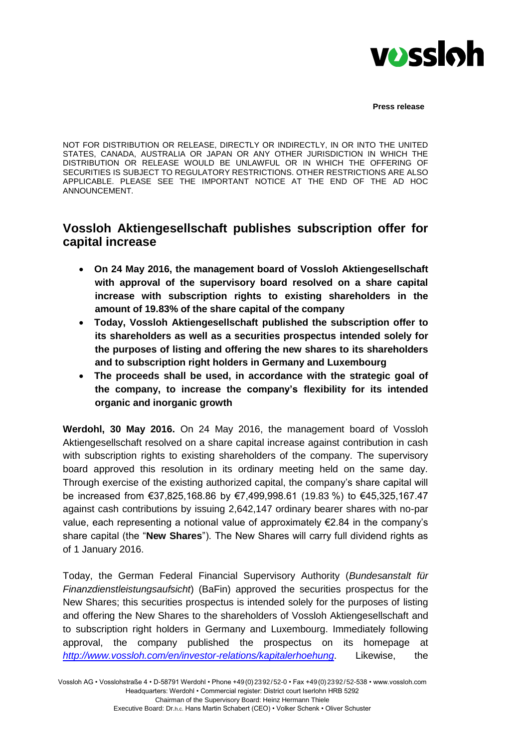**Press release**

NOT FOR DISTRIBUTION OR RELEASE, DIRECTLY OR INDIRECTLY, IN OR INTO THE UNITED STATES, CANADA, AUSTRALIA OR JAPAN OR ANY OTHER JURISDICTION IN WHICH THE DISTRIBUTION OR RELEASE WOULD BE UNLAWFUL OR IN WHICH THE OFFERING OF SECURITIES IS SUBJECT TO REGULATORY RESTRICTIONS. OTHER RESTRICTIONS ARE ALSO APPLICABLE. PLEASE SEE THE IMPORTANT NOTICE AT THE END OF THE AD HOC ANNOUNCEMENT.

## Vossloh Aktiengesellschaft publishes subscription offer for capital increase

- **On 24 May 2016, the management board of Vossloh Aktiengesellschaft with approval of the supervisory board resolved on a share capital increase with subscription rights to existing shareholders in the amount of 19.83% of the share capital of the company**
- **Today, Vossloh Aktiengesellschaft published the subscription offer to its shareholders as well as a securities prospectus intended solely for the purposes of listing and offering the new shares to its shareholders and to subscription right holders in Germany and Luxembourg**
- **The proceeds shall be used, in accordance with the strategic goal of the company, to increase the company's flexibility for its intended organic and inorganic growth**

**Werdohl, 30 May 2016.** On 24 May 2016, the management board of Vossloh Aktiengesellschaft resolved on a share capital increase against contribution in cash with subscription rights to existing shareholders of the company. The supervisory board approved this resolution in its ordinary meeting held on the same day. Through exercise of the existing authorized capital, the company's share capital will be increased from €37,825,168.86 by €7,499,998.61 (19.83 %) to €45,325,167.47 against cash contributions by issuing 2,642,147 ordinary bearer shares with no-par value, each representing a notional value of approximately €2.84 in the company's share capital (the "**New Shares**"). The New Shares will carry full dividend rights as of 1 January 2016.

Today, the German Federal Financial Supervisory Authority (*Bundesanstalt für Finanzdienstleistungsaufsicht*) (BaFin) approved the securities prospectus for the New Shares; this securities prospectus is intended solely for the purposes of listing and offering the New Shares to the shareholders of Vossloh Aktiengesellschaft and to subscription right holders in Germany and Luxembourg. Immediately following approval, the company published the prospectus on its homepage at *http://www.vossloh.com/en/investor-relations/kapitalerhoehung*. Likewise, the

Vossloh AG • Vosslohstraße 4 • D-58791 Werdohl • Phone +49 (0) 2392 / 52-0 • Fax +49 (0) 2392 / 52-538 • www.vossloh.com
Headquarters: Werdohl • Commercial register: District court Iserlohn HRB 5292
Chairman of the Supervisory Board: Heinz Hermann Thiele
Executive Board: Dr.h.c. Hans Martin Schabert (CEO) • Volker Schenk • Oliver Schuster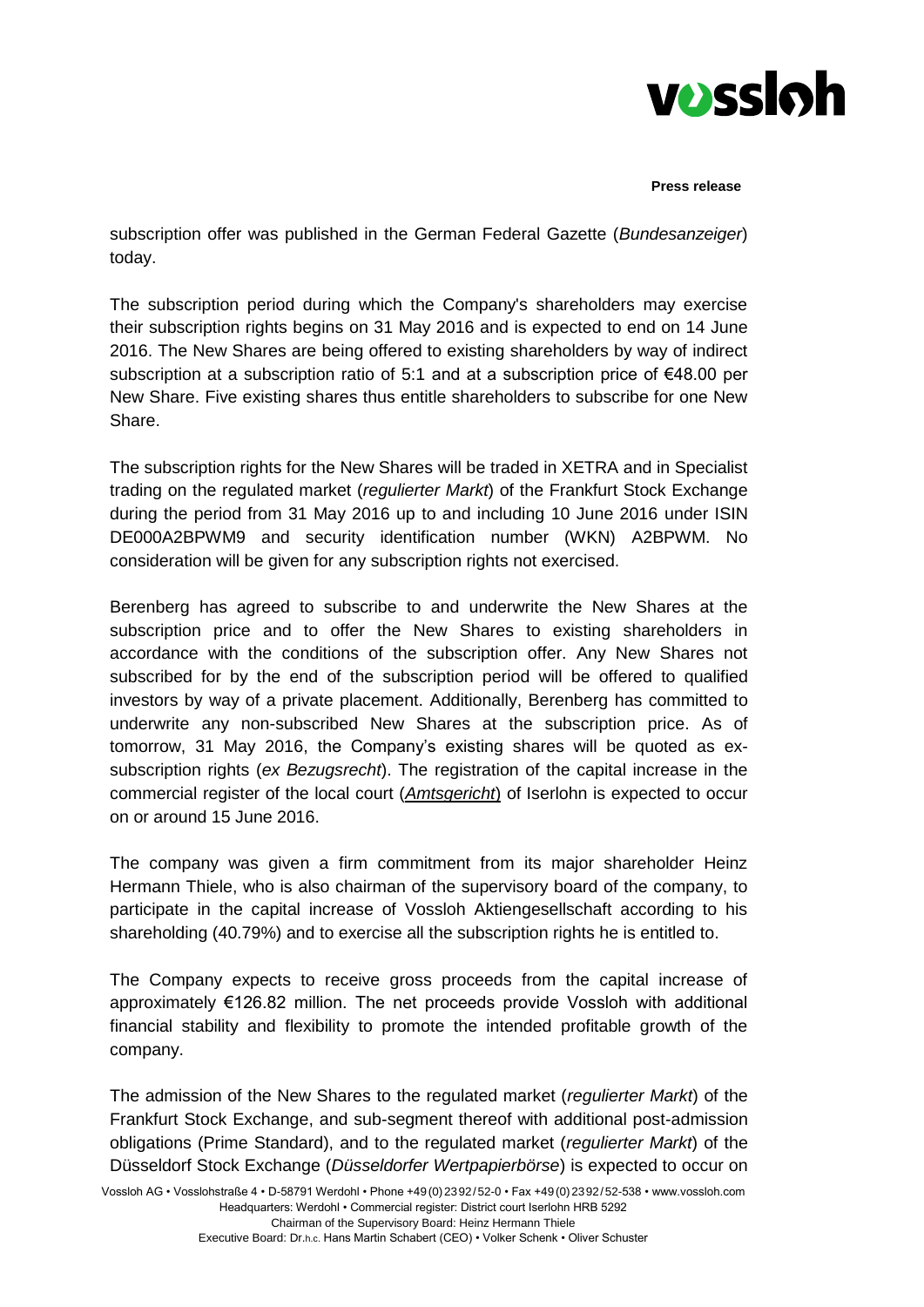subscription offer was published in the German Federal Gazette (*Bundesanzeiger*) today.

The subscription period during which the Company's shareholders may exercise their subscription rights begins on 31 May 2016 and is expected to end on 14 June 2016. The New Shares are being offered to existing shareholders by way of indirect subscription at a subscription ratio of 5:1 and at a subscription price of €48.00 per New Share. Five existing shares thus entitle shareholders to subscribe for one New Share.

The subscription rights for the New Shares will be traded in XETRA and in Specialist trading on the regulated market (*regulierter Markt*) of the Frankfurt Stock Exchange during the period from 31 May 2016 up to and including 10 June 2016 under ISIN DE000A2BPWM9 and security identification number (WKN) A2BPWM. No consideration will be given for any subscription rights not exercised.

Berenberg has agreed to subscribe to and underwrite the New Shares at the subscription price and to offer the New Shares to existing shareholders in accordance with the conditions of the subscription offer. Any New Shares not subscribed for by the end of the subscription period will be offered to qualified investors by way of a private placement. Additionally, Berenberg has committed to underwrite any non-subscribed New Shares at the subscription price. As of tomorrow, 31 May 2016, the Company's existing shares will be quoted as ex-subscription rights (*ex Bezugsrecht*). The registration of the capital increase in the commercial register of the local court (*Amtsgericht*) of Iserlohn is expected to occur on or around 15 June 2016.

The company was given a firm commitment from its major shareholder Heinz Hermann Thiele, who is also chairman of the supervisory board of the company, to participate in the capital increase of Vossloh Aktiengesellschaft according to his shareholding (40.79%) and to exercise all the subscription rights he is entitled to.

The Company expects to receive gross proceeds from the capital increase of approximately €126.82 million. The net proceeds provide Vossloh with additional financial stability and flexibility to promote the intended profitable growth of the company.

The admission of the New Shares to the regulated market (*regulierter Markt*) of the Frankfurt Stock Exchange, and sub-segment thereof with additional post-admission obligations (Prime Standard), and to the regulated market (*regulierter Markt*) of the Düsseldorf Stock Exchange (*Düsseldorfer Wertpapierbörse*) is expected to occur on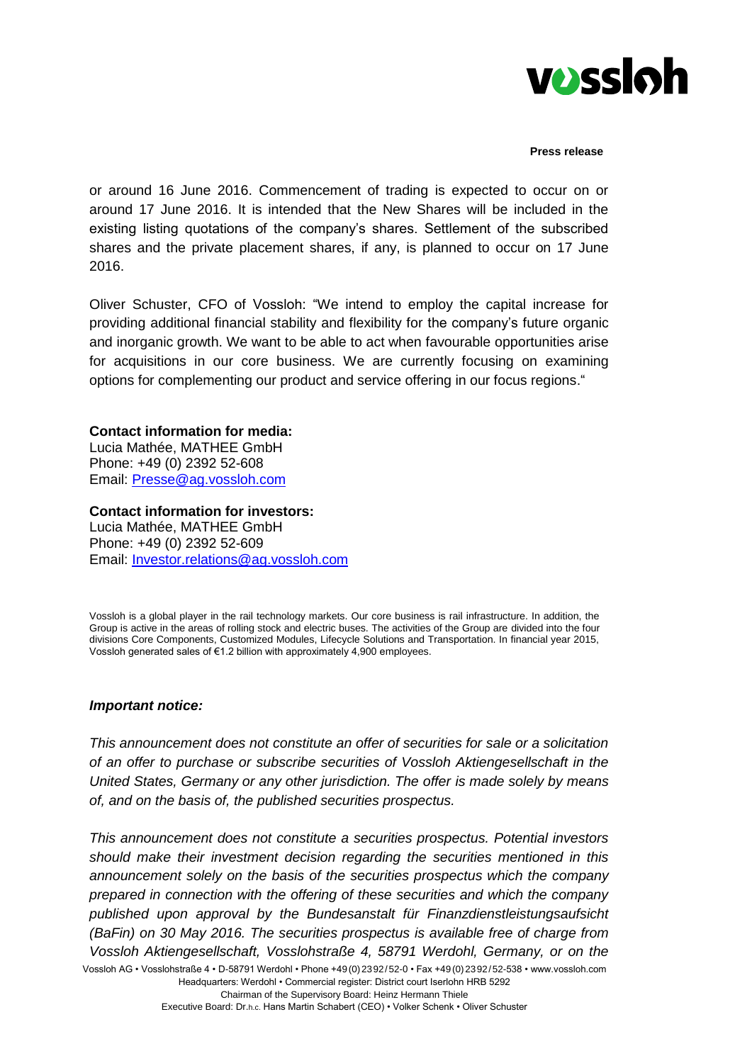or around 16 June 2016. Commencement of trading is expected to occur on or around 17 June 2016. It is intended that the New Shares will be included in the existing listing quotations of the company's shares. Settlement of the subscribed shares and the private placement shares, if any, is planned to occur on 17 June 2016.

Oliver Schuster, CFO of Vossloh: "We intend to employ the capital increase for providing additional financial stability and flexibility for the company's future organic and inorganic growth. We want to be able to act when favourable opportunities arise for acquisitions in our core business. We are currently focusing on examining options for complementing our product and service offering in our focus regions."

**Contact information for media:**
Lucia Mathée, MATHEE GmbH
Phone: +49 (0) 2392 52-608
Email: Presse@ag.vossloh.com

**Contact information for investors:**
Lucia Mathée, MATHEE GmbH
Phone: +49 (0) 2392 52-609
Email: Investor.relations@ag.vossloh.com

Vossloh is a global player in the rail technology markets. Our core business is rail infrastructure. In addition, the Group is active in the areas of rolling stock and electric buses. The activities of the Group are divided into the four divisions Core Components, Customized Modules, Lifecycle Solutions and Transportation. In financial year 2015, Vossloh generated sales of €1.2 billion with approximately 4,900 employees.

***Important notice:***

*This announcement does not constitute an offer of securities for sale or a solicitation of an offer to purchase or subscribe securities of Vossloh Aktiengesellschaft in the United States, Germany or any other jurisdiction. The offer is made solely by means of, and on the basis of, the published securities prospectus.*

*This announcement does not constitute a securities prospectus. Potential investors should make their investment decision regarding the securities mentioned in this announcement solely on the basis of the securities prospectus which the company prepared in connection with the offering of these securities and which the company published upon approval by the Bundesanstalt für Finanzdienstleistungsaufsicht (BaFin) on 30 May 2016. The securities prospectus is available free of charge from Vossloh Aktiengesellschaft, Vosslohstraße 4, 58791 Werdohl, Germany, or on the*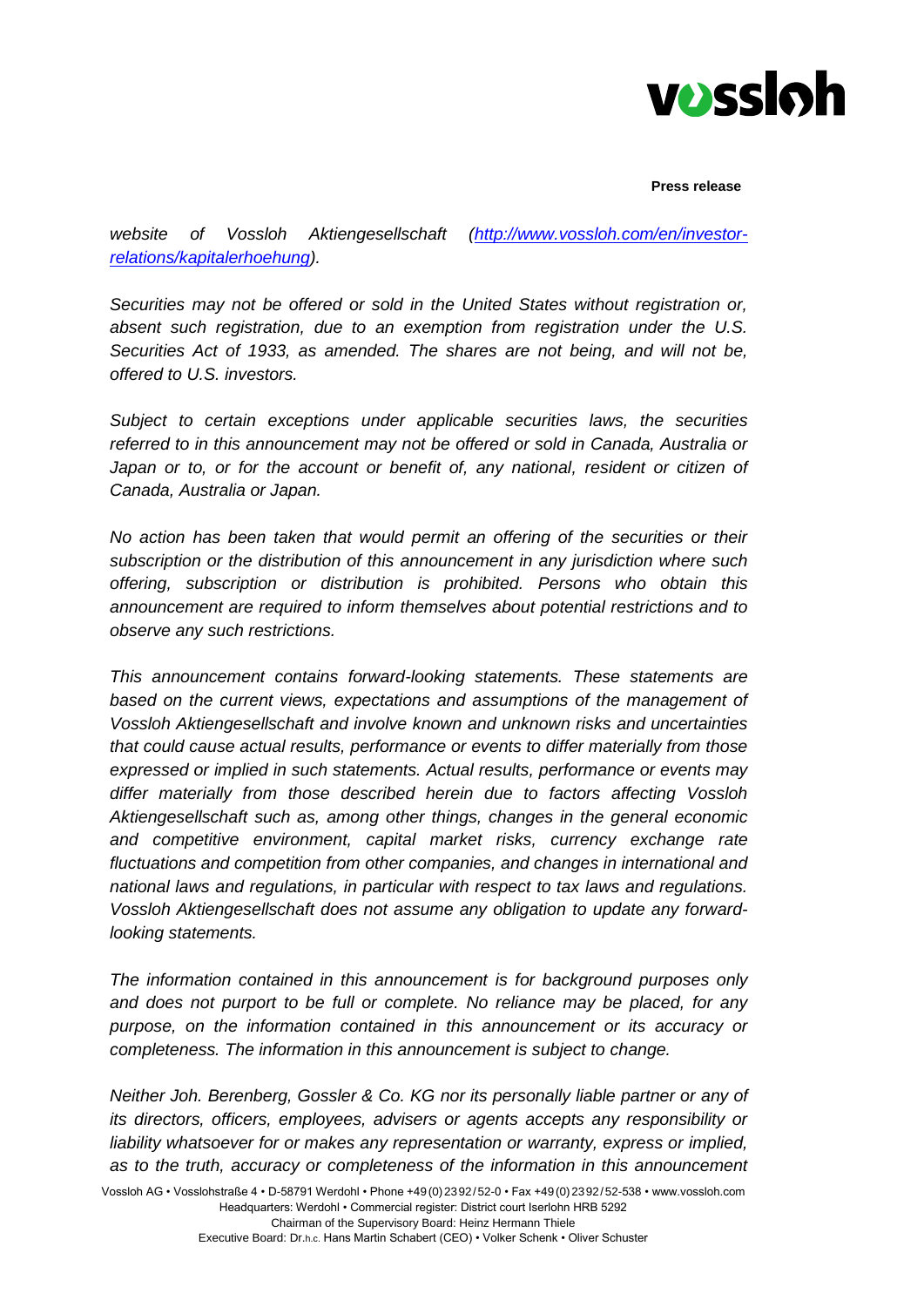*website of Vossloh Aktiengesellschaft ([http://www.vossloh.com/en/investor-relations/kapitalerhoehung](http://www.vossloh.com/en/investor-relations/kapitalerhoehung)).*

*Securities may not be offered or sold in the United States without registration or, absent such registration, due to an exemption from registration under the U.S. Securities Act of 1933, as amended. The shares are not being, and will not be, offered to U.S. investors.*

*Subject to certain exceptions under applicable securities laws, the securities referred to in this announcement may not be offered or sold in Canada, Australia or Japan or to, or for the account or benefit of, any national, resident or citizen of Canada, Australia or Japan.*

*No action has been taken that would permit an offering of the securities or their subscription or the distribution of this announcement in any jurisdiction where such offering, subscription or distribution is prohibited. Persons who obtain this announcement are required to inform themselves about potential restrictions and to observe any such restrictions.*

*This announcement contains forward-looking statements. These statements are based on the current views, expectations and assumptions of the management of Vossloh Aktiengesellschaft and involve known and unknown risks and uncertainties that could cause actual results, performance or events to differ materially from those expressed or implied in such statements. Actual results, performance or events may differ materially from those described herein due to factors affecting Vossloh Aktiengesellschaft such as, among other things, changes in the general economic and competitive environment, capital market risks, currency exchange rate fluctuations and competition from other companies, and changes in international and national laws and regulations, in particular with respect to tax laws and regulations. Vossloh Aktiengesellschaft does not assume any obligation to update any forward-looking statements.*

*The information contained in this announcement is for background purposes only and does not purport to be full or complete. No reliance may be placed, for any purpose, on the information contained in this announcement or its accuracy or completeness. The information in this announcement is subject to change.*

*Neither Joh. Berenberg, Gossler & Co. KG nor its personally liable partner or any of its directors, officers, employees, advisers or agents accepts any responsibility or liability whatsoever for or makes any representation or warranty, express or implied, as to the truth, accuracy or completeness of the information in this announcement*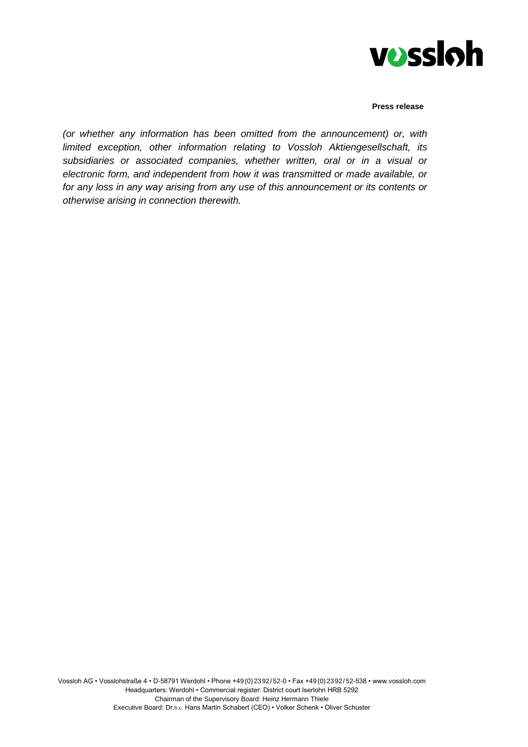*(or whether any information has been omitted from the announcement) or, with limited exception, other information relating to Vossloh Aktiengesellschaft, its subsidiaries or associated companies, whether written, oral or in a visual or electronic form, and independent from how it was transmitted or made available, or for any loss in any way arising from any use of this announcement or its contents or otherwise arising in connection therewith.*